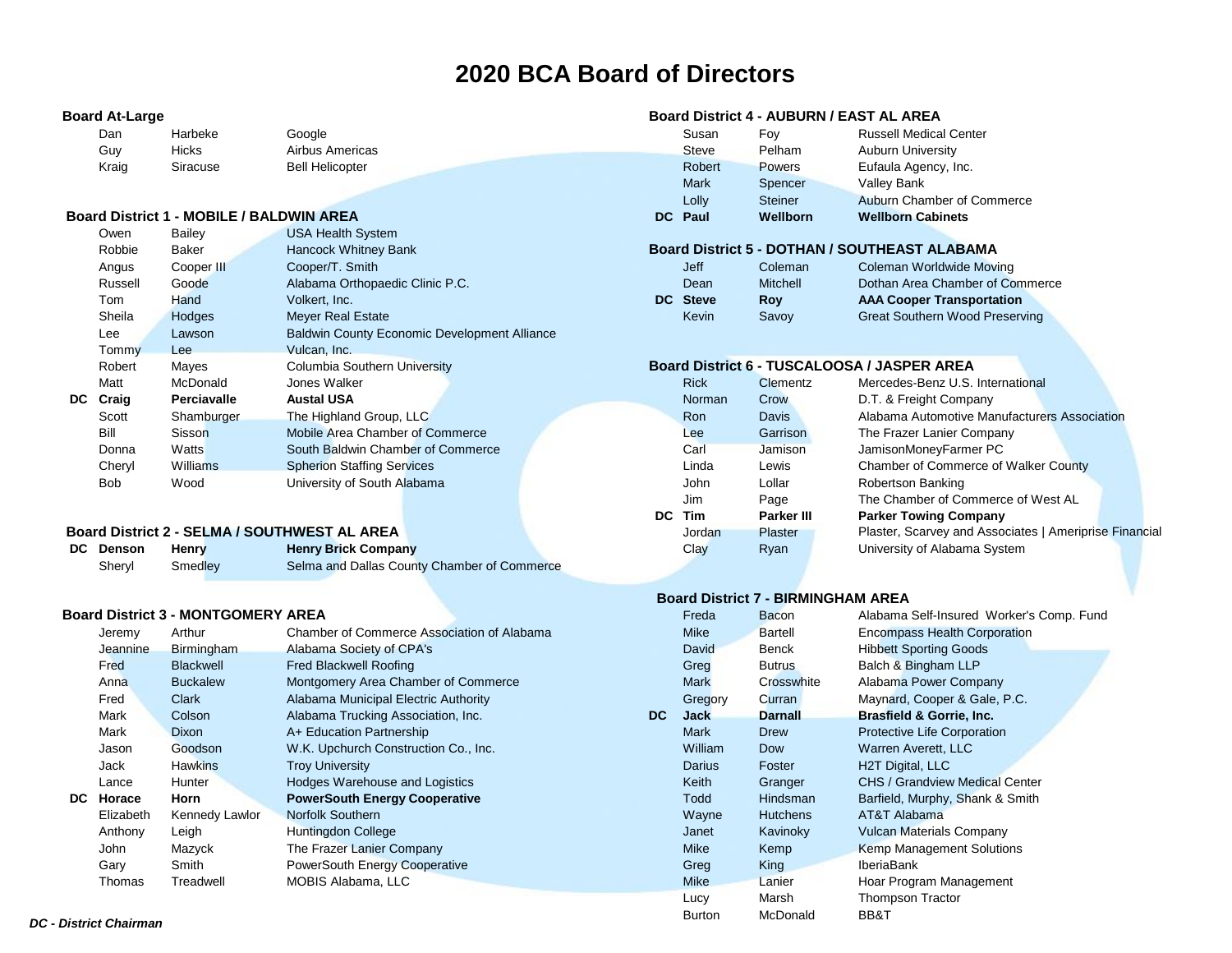# 2020 BCA Board of Directors

### Board At-Large

| | First | Last | Organization |
|---|---|---|---|
| | Dan | Harbeke | Google |
| | Guy | Hicks | Airbus Americas |
| | Kraig | Siracuse | Bell Helicopter |

### Board District 1 - MOBILE / BALDWIN AREA

| | First | Last | Organization |
|---|---|---|---|
| | Owen | Bailey | USA Health System |
| | Robbie | Baker | Hancock Whitney Bank |
| | Angus | Cooper III | Cooper/T. Smith |
| | Russell | Goode | Alabama Orthopaedic Clinic P.C. |
| | Tom | Hand | Volkert, Inc. |
| | Sheila | Hodges | Meyer Real Estate |
| | Lee | Lawson | Baldwin County Economic Development Alliance |
| | Tommy | Lee | Vulcan, Inc. |
| | Robert | Mayes | Columbia Southern University |
| | Matt | McDonald | Jones Walker |
| **DC** | **Craig** | **Perciavalle** | **Austal USA** |
| | Scott | Shamburger | The Highland Group, LLC |
| | Bill | Sisson | Mobile Area Chamber of Commerce |
| | Donna | Watts | South Baldwin Chamber of Commerce |
| | Cheryl | Williams | Spherion Staffing Services |
| | Bob | Wood | University of South Alabama |

### Board District 2 - SELMA / SOUTHWEST AL AREA

| | First | Last | Organization |
|---|---|---|---|
| **DC** | **Denson** | **Henry** | **Henry Brick Company** |
| | Sheryl | Smedley | Selma and Dallas County Chamber of Commerce |

### Board District 3 - MONTGOMERY AREA

| | First | Last | Organization |
|---|---|---|---|
| | Jeremy | Arthur | Chamber of Commerce Association of Alabama |
| | Jeannine | Birmingham | Alabama Society of CPA's |
| | Fred | Blackwell | Fred Blackwell Roofing |
| | Anna | Buckalew | Montgomery Area Chamber of Commerce |
| | Fred | Clark | Alabama Municipal Electric Authority |
| | Mark | Colson | Alabama Trucking Association, Inc. |
| | Mark | Dixon | A+ Education Partnership |
| | Jason | Goodson | W.K. Upchurch Construction Co., Inc. |
| | Jack | Hawkins | Troy University |
| | Lance | Hunter | Hodges Warehouse and Logistics |
| **DC** | **Horace** | **Horn** | **PowerSouth Energy Cooperative** |
| | Elizabeth | Kennedy Lawlor | Norfolk Southern |
| | Anthony | Leigh | Huntingdon College |
| | John | Mazyck | The Frazer Lanier Company |
| | Gary | Smith | PowerSouth Energy Cooperative |
| | Thomas | Treadwell | MOBIS Alabama, LLC |

### Board District 4 - AUBURN / EAST AL AREA

| | First | Last | Organization |
|---|---|---|---|
| | Susan | Foy | Russell Medical Center |
| | Steve | Pelham | Auburn University |
| | Robert | Powers | Eufaula Agency, Inc. |
| | Mark | Spencer | Valley Bank |
| | Lolly | Steiner | Auburn Chamber of Commerce |
| **DC** | **Paul** | **Wellborn** | **Wellborn Cabinets** |

### Board District 5 - DOTHAN / SOUTHEAST ALABAMA

| | First | Last | Organization |
|---|---|---|---|
| | Jeff | Coleman | Coleman Worldwide Moving |
| | Dean | Mitchell | Dothan Area Chamber of Commerce |
| **DC** | **Steve** | **Roy** | **AAA Cooper Transportation** |
| | Kevin | Savoy | Great Southern Wood Preserving |

### Board District 6 - TUSCALOOSA / JASPER AREA

| | First | Last | Organization |
|---|---|---|---|
| | Rick | Clementz | Mercedes-Benz U.S. International |
| | Norman | Crow | D.T. & Freight Company |
| | Ron | Davis | Alabama Automotive Manufacturers Association |
| | Lee | Garrison | The Frazer Lanier Company |
| | Carl | Jamison | JamisonMoneyFarmer PC |
| | Linda | Lewis | Chamber of Commerce of Walker County |
| | John | Lollar | Robertson Banking |
| | Jim | Page | The Chamber of Commerce of West AL |
| **DC** | **Tim** | **Parker III** | **Parker Towing Company** |
| | Jordan | Plaster | Plaster, Scarvey and Associates \| Ameriprise Financial |
| | Clay | Ryan | University of Alabama System |

### Board District 7 - BIRMINGHAM AREA

| | First | Last | Organization |
|---|---|---|---|
| | Freda | Bacon | Alabama Self-Insured Worker's Comp. Fund |
| | Mike | Bartell | Encompass Health Corporation |
| | David | Benck | Hibbett Sporting Goods |
| | Greg | Butrus | Balch & Bingham LLP |
| | Mark | Crosswhite | Alabama Power Company |
| | Gregory | Curran | Maynard, Cooper & Gale, P.C. |
| **DC** | **Jack** | **Darnall** | **Brasfield & Gorrie, Inc.** |
| | Mark | Drew | Protective Life Corporation |
| | William | Dow | Warren Averett, LLC |
| | Darius | Foster | H2T Digital, LLC |
| | Keith | Granger | CHS / Grandview Medical Center |
| | Todd | Hindsman | Barfield, Murphy, Shank & Smith |
| | Wayne | Hutchens | AT&T Alabama |
| | Janet | Kavinoky | Vulcan Materials Company |
| | Mike | Kemp | Kemp Management Solutions |
| | Greg | King | IberiaBank |
| | Mike | Lanier | Hoar Program Management |
| | Lucy | Marsh | Thompson Tractor |
| | Burton | McDonald | BB&T |

***DC - District Chairman***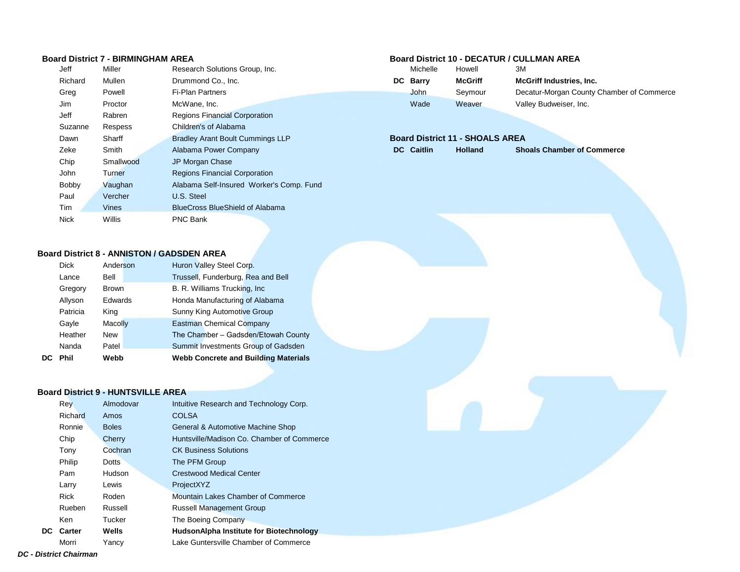### Board District 7 - BIRMINGHAM AREA

| | | | |
|---|---|---|---|
| | Jeff | Miller | Research Solutions Group, Inc. |
| | Richard | Mullen | Drummond Co., Inc. |
| | Greg | Powell | Fi-Plan Partners |
| | Jim | Proctor | McWane, Inc. |
| | Jeff | Rabren | Regions Financial Corporation |
| | Suzanne | Respess | Children's of Alabama |
| | Dawn | Sharff | Bradley Arant Boult Cummings LLP |
| | Zeke | Smith | Alabama Power Company |
| | Chip | Smallwood | JP Morgan Chase |
| | John | Turner | Regions Financial Corporation |
| | Bobby | Vaughan | Alabama Self-Insured Worker's Comp. Fund |
| | Paul | Vercher | U.S. Steel |
| | Tim | Vines | BlueCross BlueShield of Alabama |
| | Nick | Willis | PNC Bank |

### Board District 8 - ANNISTON / GADSDEN AREA

| | | | |
|---|---|---|---|
| | Dick | Anderson | Huron Valley Steel Corp. |
| | Lance | Bell | Trussell, Funderburg, Rea and Bell |
| | Gregory | Brown | B. R. Williams Trucking, Inc |
| | Allyson | Edwards | Honda Manufacturing of Alabama |
| | Patricia | King | Sunny King Automotive Group |
| | Gayle | Macolly | Eastman Chemical Company |
| | Heather | New | The Chamber – Gadsden/Etowah County |
| | Nanda | Patel | Summit Investments Group of Gadsden |
| **DC** | **Phil** | **Webb** | **Webb Concrete and Building Materials** |

### Board District 9 - HUNTSVILLE AREA

| | | | |
|---|---|---|---|
| | Rey | Almodovar | Intuitive Research and Technology Corp. |
| | Richard | Amos | COLSA |
| | Ronnie | Boles | General & Automotive Machine Shop |
| | Chip | Cherry | Huntsville/Madison Co. Chamber of Commerce |
| | Tony | Cochran | CK Business Solutions |
| | Philip | Dotts | The PFM Group |
| | Pam | Hudson | Crestwood Medical Center |
| | Larry | Lewis | ProjectXYZ |
| | Rick | Roden | Mountain Lakes Chamber of Commerce |
| | Rueben | Russell | Russell Management Group |
| | Ken | Tucker | The Boeing Company |
| **DC** | **Carter** | **Wells** | **HudsonAlpha Institute for Biotechnology** |
| | Morri | Yancy | Lake Guntersville Chamber of Commerce |

*DC - District Chairman*

### Board District 10 - DECATUR / CULLMAN AREA

| | | | |
|---|---|---|---|
| | Michelle | Howell | 3M |
| **DC** | **Barry** | **McGriff** | **McGriff Industries, Inc.** |
| | John | Seymour | Decatur-Morgan County Chamber of Commerce |
| | Wade | Weaver | Valley Budweiser, Inc. |

### Board District 11 - SHOALS AREA

| | | | |
|---|---|---|---|
| **DC** | **Caitlin** | **Holland** | **Shoals Chamber of Commerce** |